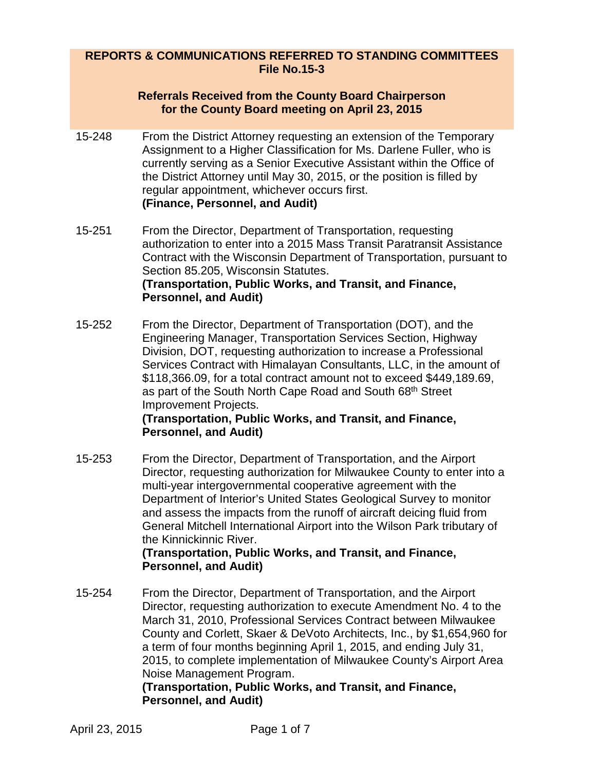## REPORTS & COMMUNICATIONS REFERRED TO STANDING COMMITTEES
## File No.15-3

### Referrals Received from the County Board Chairperson for the County Board meeting on April 23, 2015

15-248 From the District Attorney requesting an extension of the Temporary Assignment to a Higher Classification for Ms. Darlene Fuller, who is currently serving as a Senior Executive Assistant within the Office of the District Attorney until May 30, 2015, or the position is filled by regular appointment, whichever occurs first.
**(Finance, Personnel, and Audit)**

15-251 From the Director, Department of Transportation, requesting authorization to enter into a 2015 Mass Transit Paratransit Assistance Contract with the Wisconsin Department of Transportation, pursuant to Section 85.205, Wisconsin Statutes.
**(Transportation, Public Works, and Transit, and Finance, Personnel, and Audit)**

15-252 From the Director, Department of Transportation (DOT), and the Engineering Manager, Transportation Services Section, Highway Division, DOT, requesting authorization to increase a Professional Services Contract with Himalayan Consultants, LLC, in the amount of $118,366.09, for a total contract amount not to exceed $449,189.69, as part of the South North Cape Road and South 68th Street Improvement Projects.
**(Transportation, Public Works, and Transit, and Finance, Personnel, and Audit)**

15-253 From the Director, Department of Transportation, and the Airport Director, requesting authorization for Milwaukee County to enter into a multi-year intergovernmental cooperative agreement with the Department of Interior's United States Geological Survey to monitor and assess the impacts from the runoff of aircraft deicing fluid from General Mitchell International Airport into the Wilson Park tributary of the Kinnickinnic River.
**(Transportation, Public Works, and Transit, and Finance, Personnel, and Audit)**

15-254 From the Director, Department of Transportation, and the Airport Director, requesting authorization to execute Amendment No. 4 to the March 31, 2010, Professional Services Contract between Milwaukee County and Corlett, Skaer & DeVoto Architects, Inc., by $1,654,960 for a term of four months beginning April 1, 2015, and ending July 31, 2015, to complete implementation of Milwaukee County's Airport Area Noise Management Program.
**(Transportation, Public Works, and Transit, and Finance, Personnel, and Audit)**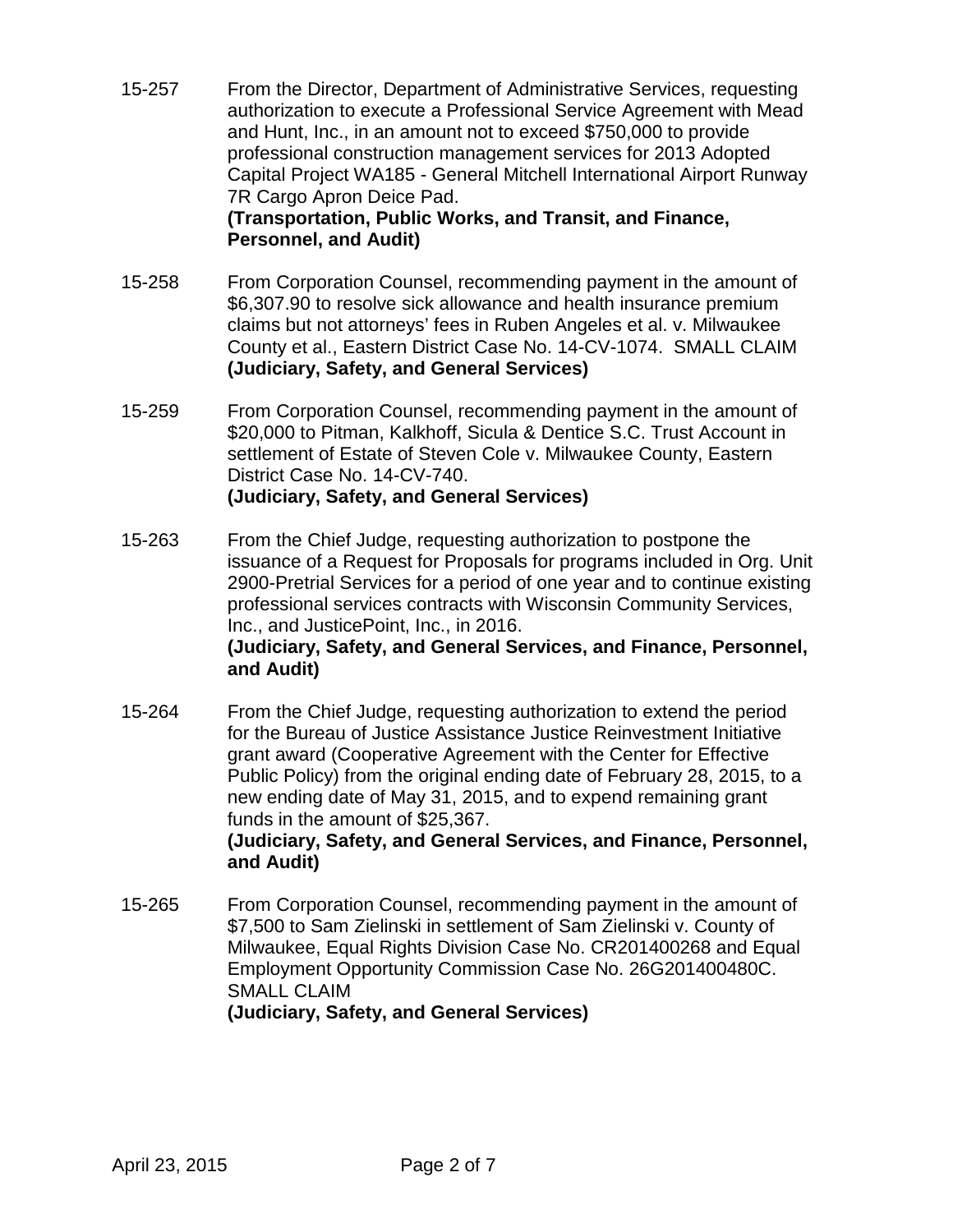15-257 From the Director, Department of Administrative Services, requesting authorization to execute a Professional Service Agreement with Mead and Hunt, Inc., in an amount not to exceed $750,000 to provide professional construction management services for 2013 Adopted Capital Project WA185 - General Mitchell International Airport Runway 7R Cargo Apron Deice Pad.
**(Transportation, Public Works, and Transit, and Finance, Personnel, and Audit)**

15-258 From Corporation Counsel, recommending payment in the amount of $6,307.90 to resolve sick allowance and health insurance premium claims but not attorneys' fees in Ruben Angeles et al. v. Milwaukee County et al., Eastern District Case No. 14-CV-1074. SMALL CLAIM
**(Judiciary, Safety, and General Services)**

15-259 From Corporation Counsel, recommending payment in the amount of $20,000 to Pitman, Kalkhoff, Sicula & Dentice S.C. Trust Account in settlement of Estate of Steven Cole v. Milwaukee County, Eastern District Case No. 14-CV-740.
**(Judiciary, Safety, and General Services)**

15-263 From the Chief Judge, requesting authorization to postpone the issuance of a Request for Proposals for programs included in Org. Unit 2900-Pretrial Services for a period of one year and to continue existing professional services contracts with Wisconsin Community Services, Inc., and JusticePoint, Inc., in 2016.
**(Judiciary, Safety, and General Services, and Finance, Personnel, and Audit)**

15-264 From the Chief Judge, requesting authorization to extend the period for the Bureau of Justice Assistance Justice Reinvestment Initiative grant award (Cooperative Agreement with the Center for Effective Public Policy) from the original ending date of February 28, 2015, to a new ending date of May 31, 2015, and to expend remaining grant funds in the amount of $25,367.
**(Judiciary, Safety, and General Services, and Finance, Personnel, and Audit)**

15-265 From Corporation Counsel, recommending payment in the amount of $7,500 to Sam Zielinski in settlement of Sam Zielinski v. County of Milwaukee, Equal Rights Division Case No. CR201400268 and Equal Employment Opportunity Commission Case No. 26G201400480C. SMALL CLAIM
**(Judiciary, Safety, and General Services)**

April 23, 2015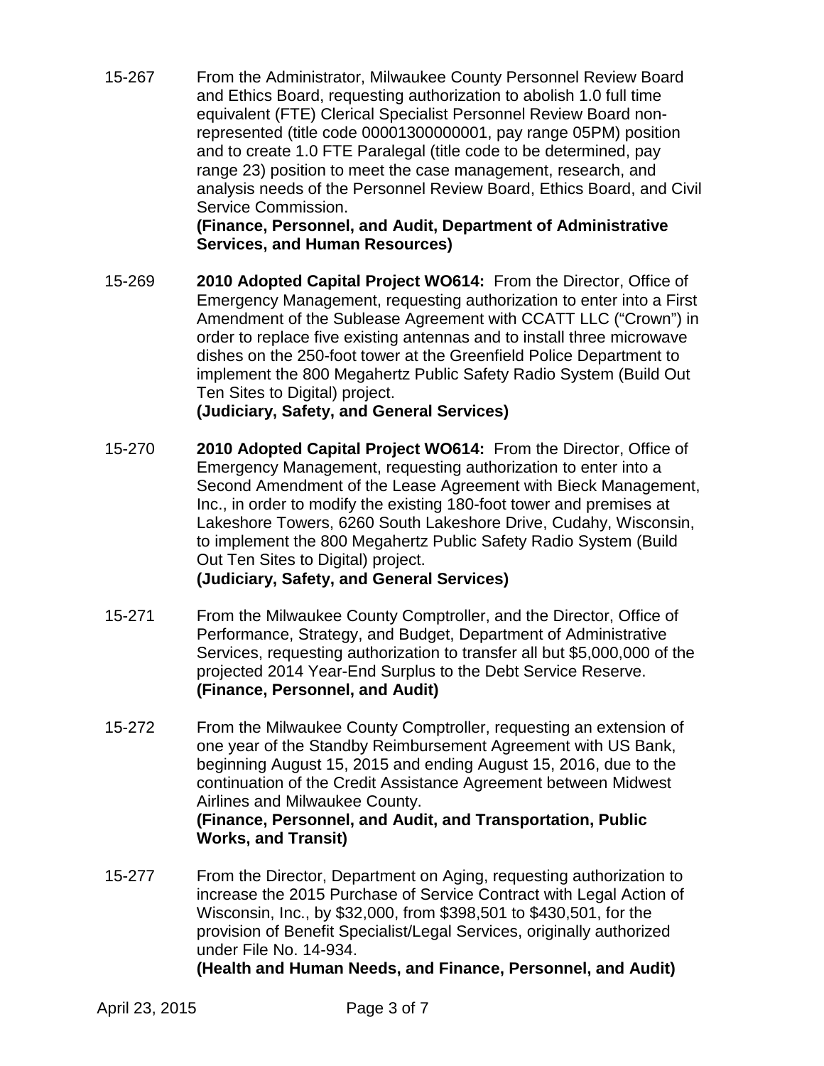15-267 From the Administrator, Milwaukee County Personnel Review Board and Ethics Board, requesting authorization to abolish 1.0 full time equivalent (FTE) Clerical Specialist Personnel Review Board non-represented (title code 00001300000001, pay range 05PM) position and to create 1.0 FTE Paralegal (title code to be determined, pay range 23) position to meet the case management, research, and analysis needs of the Personnel Review Board, Ethics Board, and Civil Service Commission.
**(Finance, Personnel, and Audit, Department of Administrative Services, and Human Resources)**

15-269 **2010 Adopted Capital Project WO614:** From the Director, Office of Emergency Management, requesting authorization to enter into a First Amendment of the Sublease Agreement with CCATT LLC ("Crown") in order to replace five existing antennas and to install three microwave dishes on the 250-foot tower at the Greenfield Police Department to implement the 800 Megahertz Public Safety Radio System (Build Out Ten Sites to Digital) project.
**(Judiciary, Safety, and General Services)**

15-270 **2010 Adopted Capital Project WO614:** From the Director, Office of Emergency Management, requesting authorization to enter into a Second Amendment of the Lease Agreement with Bieck Management, Inc., in order to modify the existing 180-foot tower and premises at Lakeshore Towers, 6260 South Lakeshore Drive, Cudahy, Wisconsin, to implement the 800 Megahertz Public Safety Radio System (Build Out Ten Sites to Digital) project.
**(Judiciary, Safety, and General Services)**

15-271 From the Milwaukee County Comptroller, and the Director, Office of Performance, Strategy, and Budget, Department of Administrative Services, requesting authorization to transfer all but $5,000,000 of the projected 2014 Year-End Surplus to the Debt Service Reserve.
**(Finance, Personnel, and Audit)**

15-272 From the Milwaukee County Comptroller, requesting an extension of one year of the Standby Reimbursement Agreement with US Bank, beginning August 15, 2015 and ending August 15, 2016, due to the continuation of the Credit Assistance Agreement between Midwest Airlines and Milwaukee County.
**(Finance, Personnel, and Audit, and Transportation, Public Works, and Transit)**

15-277 From the Director, Department on Aging, requesting authorization to increase the 2015 Purchase of Service Contract with Legal Action of Wisconsin, Inc., by $32,000, from $398,501 to $430,501, for the provision of Benefit Specialist/Legal Services, originally authorized under File No. 14-934.
**(Health and Human Needs, and Finance, Personnel, and Audit)**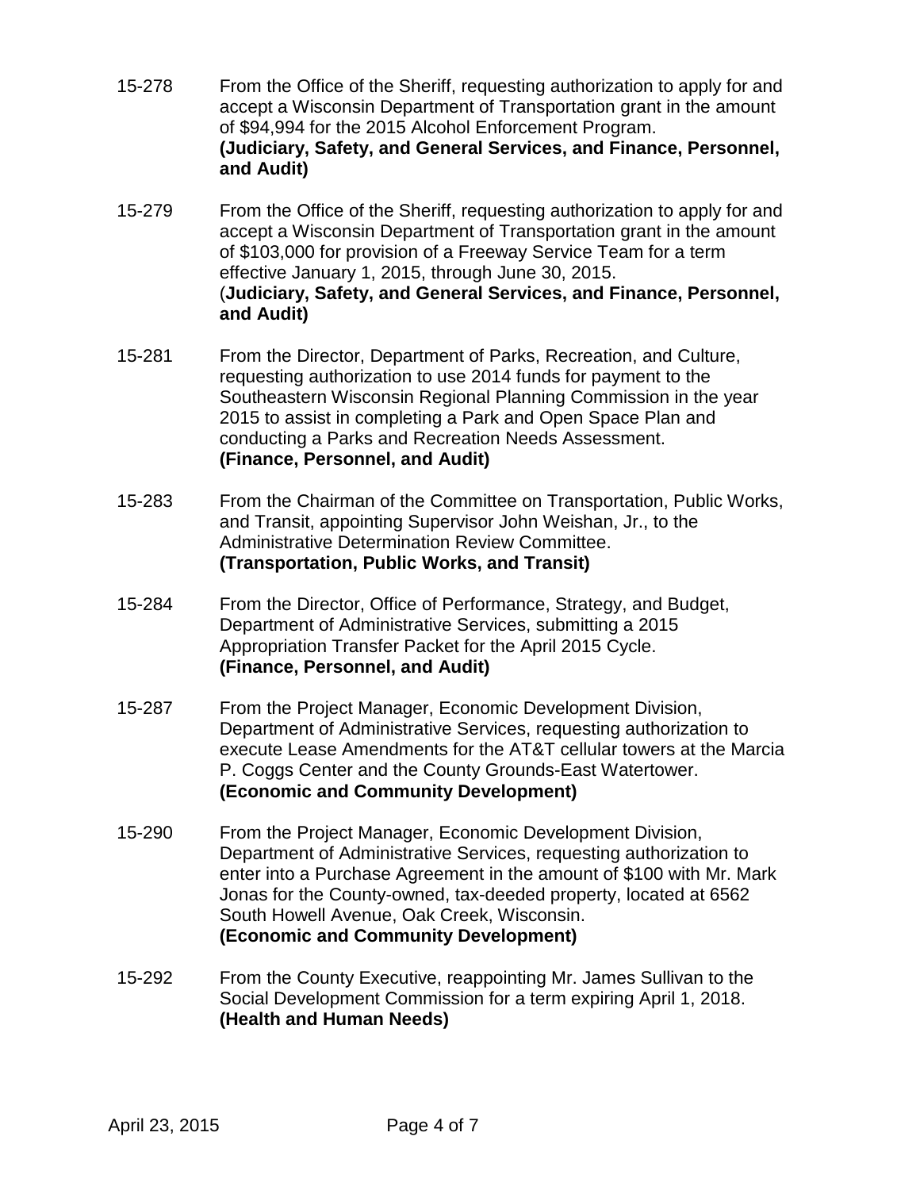15-278 From the Office of the Sheriff, requesting authorization to apply for and accept a Wisconsin Department of Transportation grant in the amount of $94,994 for the 2015 Alcohol Enforcement Program.
**(Judiciary, Safety, and General Services, and Finance, Personnel, and Audit)**

15-279 From the Office of the Sheriff, requesting authorization to apply for and accept a Wisconsin Department of Transportation grant in the amount of $103,000 for provision of a Freeway Service Team for a term effective January 1, 2015, through June 30, 2015.
(**Judiciary, Safety, and General Services, and Finance, Personnel, and Audit)**

15-281 From the Director, Department of Parks, Recreation, and Culture, requesting authorization to use 2014 funds for payment to the Southeastern Wisconsin Regional Planning Commission in the year 2015 to assist in completing a Park and Open Space Plan and conducting a Parks and Recreation Needs Assessment.
**(Finance, Personnel, and Audit)**

15-283 From the Chairman of the Committee on Transportation, Public Works, and Transit, appointing Supervisor John Weishan, Jr., to the Administrative Determination Review Committee.
**(Transportation, Public Works, and Transit)**

15-284 From the Director, Office of Performance, Strategy, and Budget, Department of Administrative Services, submitting a 2015 Appropriation Transfer Packet for the April 2015 Cycle.
**(Finance, Personnel, and Audit)**

15-287 From the Project Manager, Economic Development Division, Department of Administrative Services, requesting authorization to execute Lease Amendments for the AT&T cellular towers at the Marcia P. Coggs Center and the County Grounds-East Watertower.
**(Economic and Community Development)**

15-290 From the Project Manager, Economic Development Division, Department of Administrative Services, requesting authorization to enter into a Purchase Agreement in the amount of $100 with Mr. Mark Jonas for the County-owned, tax-deeded property, located at 6562 South Howell Avenue, Oak Creek, Wisconsin.
**(Economic and Community Development)**

15-292 From the County Executive, reappointing Mr. James Sullivan to the Social Development Commission for a term expiring April 1, 2018.
**(Health and Human Needs)**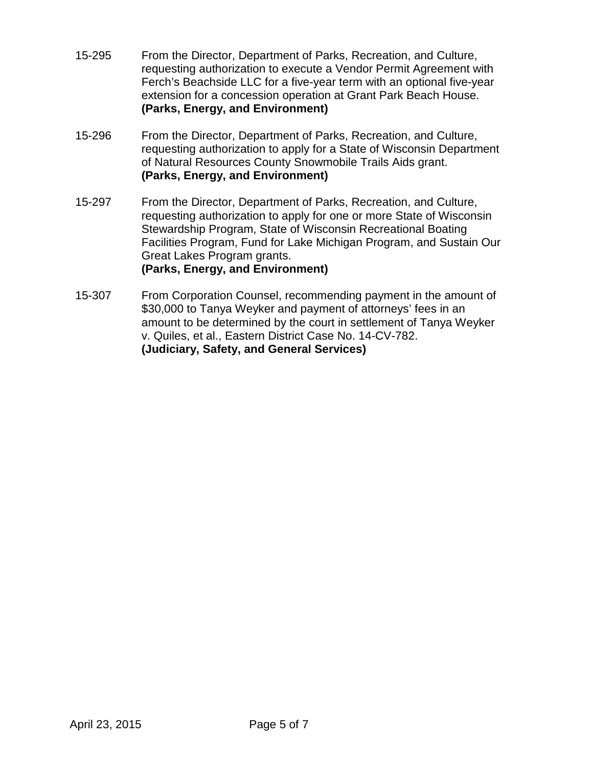15-295 From the Director, Department of Parks, Recreation, and Culture, requesting authorization to execute a Vendor Permit Agreement with Ferch's Beachside LLC for a five-year term with an optional five-year extension for a concession operation at Grant Park Beach House.
**(Parks, Energy, and Environment)**

15-296 From the Director, Department of Parks, Recreation, and Culture, requesting authorization to apply for a State of Wisconsin Department of Natural Resources County Snowmobile Trails Aids grant.
**(Parks, Energy, and Environment)**

15-297 From the Director, Department of Parks, Recreation, and Culture, requesting authorization to apply for one or more State of Wisconsin Stewardship Program, State of Wisconsin Recreational Boating Facilities Program, Fund for Lake Michigan Program, and Sustain Our Great Lakes Program grants.
**(Parks, Energy, and Environment)**

15-307 From Corporation Counsel, recommending payment in the amount of $30,000 to Tanya Weyker and payment of attorneys' fees in an amount to be determined by the court in settlement of Tanya Weyker v. Quiles, et al., Eastern District Case No. 14-CV-782.
**(Judiciary, Safety, and General Services)**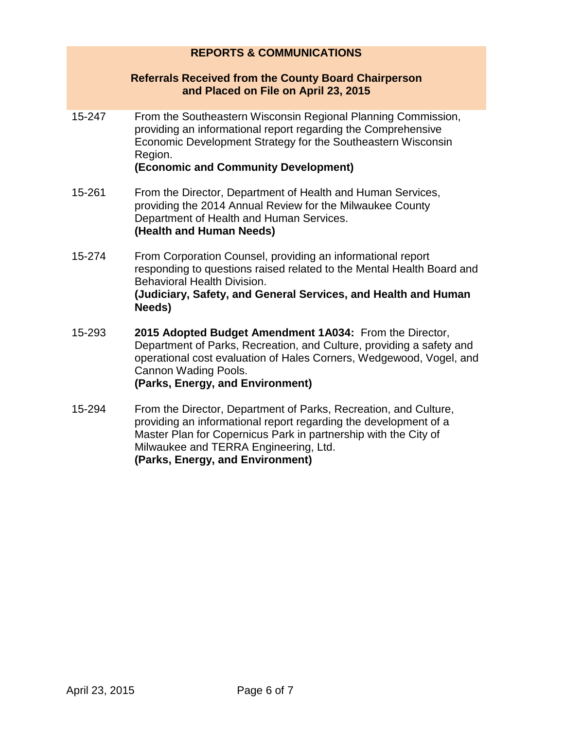## REPORTS & COMMUNICATIONS

### Referrals Received from the County Board Chairperson and Placed on File on April 23, 2015

15-247 From the Southeastern Wisconsin Regional Planning Commission, providing an informational report regarding the Comprehensive Economic Development Strategy for the Southeastern Wisconsin Region.
**(Economic and Community Development)**

15-261 From the Director, Department of Health and Human Services, providing the 2014 Annual Review for the Milwaukee County Department of Health and Human Services.
**(Health and Human Needs)**

15-274 From Corporation Counsel, providing an informational report responding to questions raised related to the Mental Health Board and Behavioral Health Division.
**(Judiciary, Safety, and General Services, and Health and Human Needs)**

15-293 **2015 Adopted Budget Amendment 1A034:** From the Director, Department of Parks, Recreation, and Culture, providing a safety and operational cost evaluation of Hales Corners, Wedgewood, Vogel, and Cannon Wading Pools.
**(Parks, Energy, and Environment)**

15-294 From the Director, Department of Parks, Recreation, and Culture, providing an informational report regarding the development of a Master Plan for Copernicus Park in partnership with the City of Milwaukee and TERRA Engineering, Ltd.
**(Parks, Energy, and Environment)**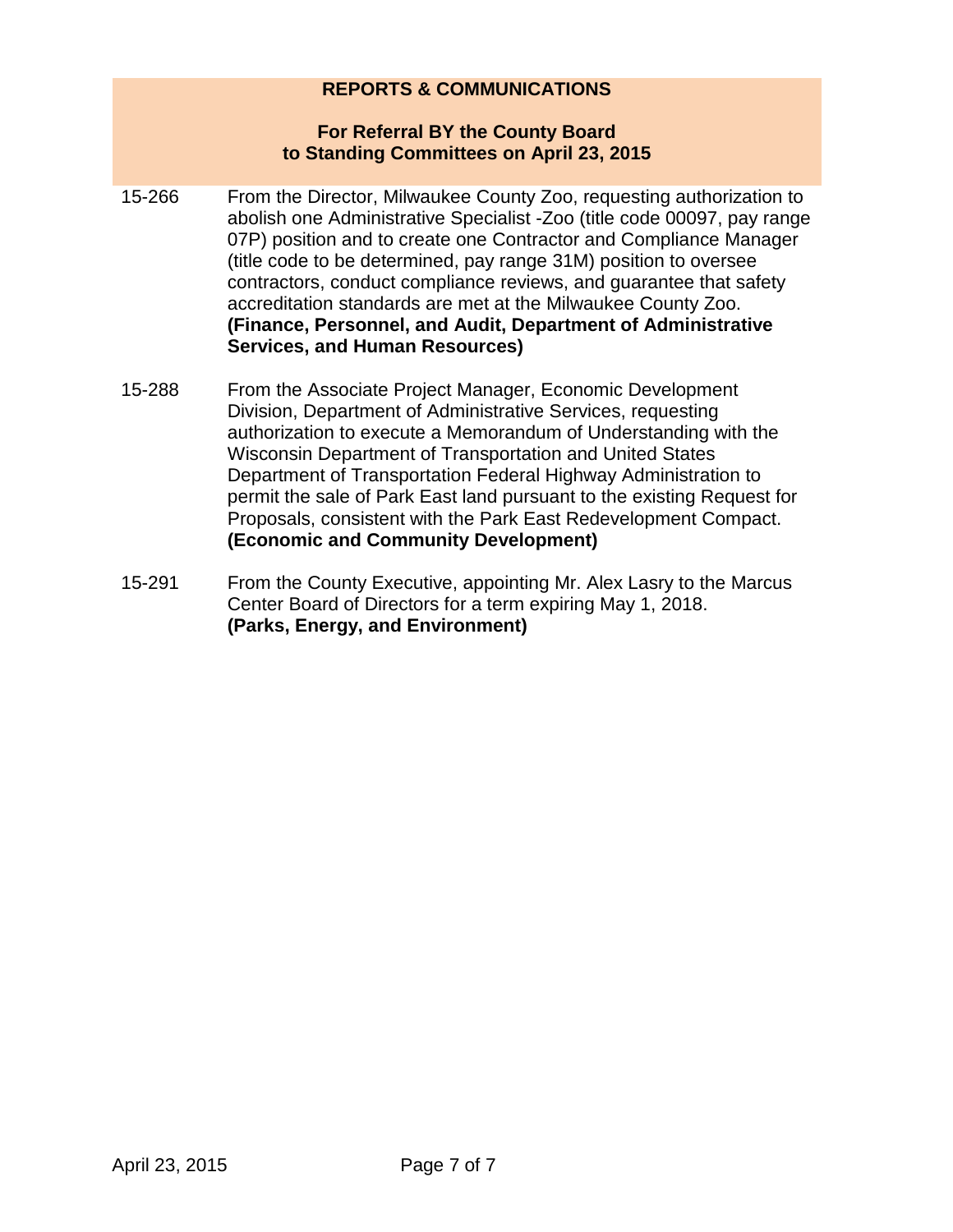## REPORTS & COMMUNICATIONS

### For Referral BY the County Board to Standing Committees on April 23, 2015

15-266 From the Director, Milwaukee County Zoo, requesting authorization to abolish one Administrative Specialist -Zoo (title code 00097, pay range 07P) position and to create one Contractor and Compliance Manager (title code to be determined, pay range 31M) position to oversee contractors, conduct compliance reviews, and guarantee that safety accreditation standards are met at the Milwaukee County Zoo. **(Finance, Personnel, and Audit, Department of Administrative Services, and Human Resources)**

15-288 From the Associate Project Manager, Economic Development Division, Department of Administrative Services, requesting authorization to execute a Memorandum of Understanding with the Wisconsin Department of Transportation and United States Department of Transportation Federal Highway Administration to permit the sale of Park East land pursuant to the existing Request for Proposals, consistent with the Park East Redevelopment Compact. **(Economic and Community Development)**

15-291 From the County Executive, appointing Mr. Alex Lasry to the Marcus Center Board of Directors for a term expiring May 1, 2018. **(Parks, Energy, and Environment)**